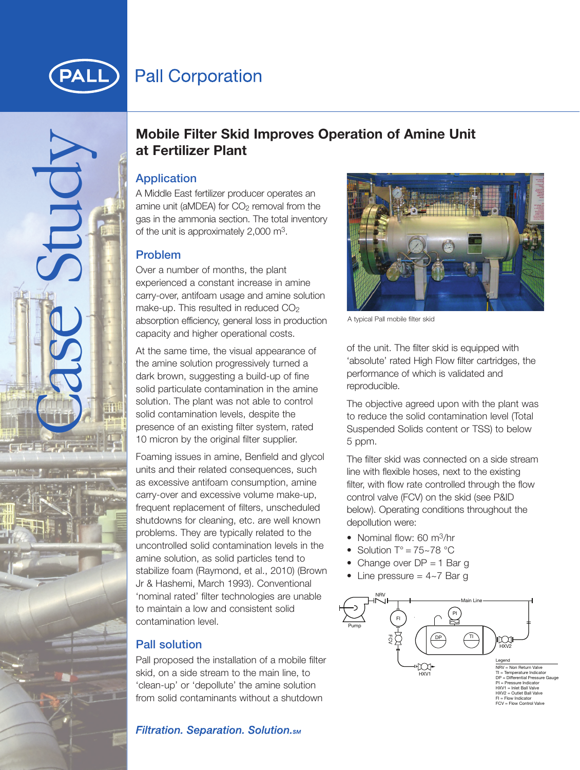# Mobile Filter Skid Improves Operation of Amine Unit at Fertilizer Plant

## Application

A Middle East fertilizer producer operates an amine unit (aMDEA) for $CO_2$ removal from the gas in the ammonia section. The total inventory of the unit is approximately 2,000 m$^3$.

## Problem

Over a number of months, the plant experienced a constant increase in amine carry-over, antifoam usage and amine solution make-up. This resulted in reduced $CO_2$ absorption efficiency, general loss in production capacity and higher operational costs.

At the same time, the visual appearance of the amine solution progressively turned a dark brown, suggesting a build-up of fine solid particulate contamination in the amine solution. The plant was not able to control solid contamination levels, despite the presence of an existing filter system, rated 10 micron by the original filter supplier.

Foaming issues in amine, Benfield and glycol units and their related consequences, such as excessive antifoam consumption, amine carry-over and excessive volume make-up, frequent replacement of filters, unscheduled shutdowns for cleaning, etc. are well known problems. They are typically related to the uncontrolled solid contamination levels in the amine solution, as solid particles tend to stabilize foam (Raymond, et al., 2010) (Brown Jr & Hashemi, March 1993). Conventional 'nominal rated' filter technologies are unable to maintain a low and consistent solid contamination level.

## Pall solution

Pall proposed the installation of a mobile filter skid, on a side stream to the main line, to 'clean-up' or 'depollute' the amine solution from solid contaminants without a shutdown of the unit. The filter skid is equipped with 'absolute' rated High Flow filter cartridges, the performance of which is validated and reproducible.

A typical Pall mobile filter skid

The objective agreed upon with the plant was to reduce the solid contamination level (Total Suspended Solids content or TSS) to below 5 ppm.

The filter skid was connected on a side stream line with flexible hoses, next to the existing filter, with flow rate controlled through the flow control valve (FCV) on the skid (see P&ID below). Operating conditions throughout the depollution were:

- Nominal flow: 60 m$^3$/hr
- Solution T° = 75~78 °C
- Change over DP = 1 Bar g
- Line pressure = 4~7 Bar g

Legend
NRV = Non Return Valve
TI = Temperature Indicator
DP = Differential Pressure Gauge
PI = Pressure Indicator
HXV1 = Inlet Ball Valve
HXV2 = Outlet Ball Valve
FI = Flow Indicator
FCV = Flow Control Valve

*Filtration. Separation. Solution.*SM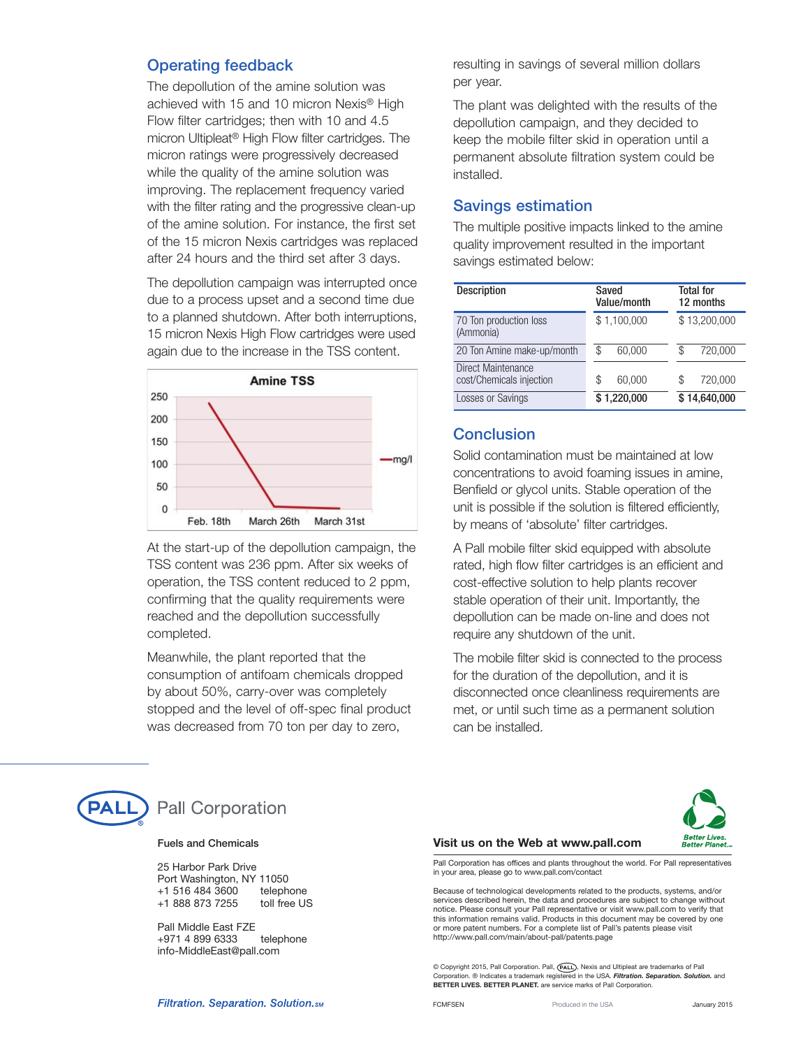## Operating feedback

The depollution of the amine solution was achieved with 15 and 10 micron Nexis® High Flow filter cartridges; then with 10 and 4.5 micron Ultipleat® High Flow filter cartridges. The micron ratings were progressively decreased while the quality of the amine solution was improving. The replacement frequency varied with the filter rating and the progressive clean-up of the amine solution. For instance, the first set of the 15 micron Nexis cartridges was replaced after 24 hours and the third set after 3 days.

The depollution campaign was interrupted once due to a process upset and a second time due to a planned shutdown. After both interruptions, 15 micron Nexis High Flow cartridges were used again due to the increase in the TSS content.

Amine TSS

250
200
150
100
50
0

Feb. 18th
March 26th
March 31st

mg/l

At the start-up of the depollution campaign, the TSS content was 236 ppm. After six weeks of operation, the TSS content reduced to 2 ppm, confirming that the quality requirements were reached and the depollution successfully completed.

Meanwhile, the plant reported that the consumption of antifoam chemicals dropped by about 50%, carry-over was completely stopped and the level of off-spec final product was decreased from 70 ton per day to zero, resulting in savings of several million dollars per year.

The plant was delighted with the results of the depollution campaign, and they decided to keep the mobile filter skid in operation until a permanent absolute filtration system could be installed.

## Savings estimation

The multiple positive impacts linked to the amine quality improvement resulted in the important savings estimated below:

| Description | Saved Value/month | Total for 12 months |
|---|---|---|
| 70 Ton production loss (Ammonia) | $ 1,100,000 | $ 13,200,000 |
| 20 Ton Amine make-up/month | $ 60,000 | $ 720,000 |
| Direct Maintenance cost/Chemicals injection | $ 60,000 | $ 720,000 |
| Losses or Savings | **$ 1,220,000** | **$ 14,640,000** |

## Conclusion

Solid contamination must be maintained at low concentrations to avoid foaming issues in amine, Benfield or glycol units. Stable operation of the unit is possible if the solution is filtered efficiently, by means of 'absolute' filter cartridges.

A Pall mobile filter skid equipped with absolute rated, high flow filter cartridges is an efficient and cost-effective solution to help plants recover stable operation of their unit. Importantly, the depollution can be made on-line and does not require any shutdown of the unit.

The mobile filter skid is connected to the process for the duration of the depollution, and it is disconnected once cleanliness requirements are met, or until such time as a permanent solution can be installed.

Pall Corporation

Fuels and Chemicals

25 Harbor Park Drive
Port Washington, NY 11050
+1 516 484 3600 telephone
+1 888 873 7255 toll free US

Pall Middle East FZE
+971 4 899 6333 telephone
info-MiddleEast@pall.com

*Better Lives. Better Planet.*

**Visit us on the Web at www.pall.com**

Pall Corporation has offices and plants throughout the world. For Pall representatives in your area, please go to www.pall.com/contact

Because of technological developments related to the products, systems, and/or services described herein, the data and procedures are subject to change without notice. Please consult your Pall representative or visit www.pall.com to verify that this information remains valid. Products in this document may be covered by one or more patent numbers. For a complete list of Pall's patents please visit http://www.pall.com/main/about-pall/patents.page

© Copyright 2015, Pall Corporation. Pall, PALL, Nexis and Ultipleat are trademarks of Pall Corporation. ® Indicates a trademark registered in the USA. ***Filtration. Separation. Solution.*** and **BETTER LIVES. BETTER PLANET.** are service marks of Pall Corporation.

*Filtration. Separation. Solution.*SM

FCMFSEN Produced in the USA January 2015